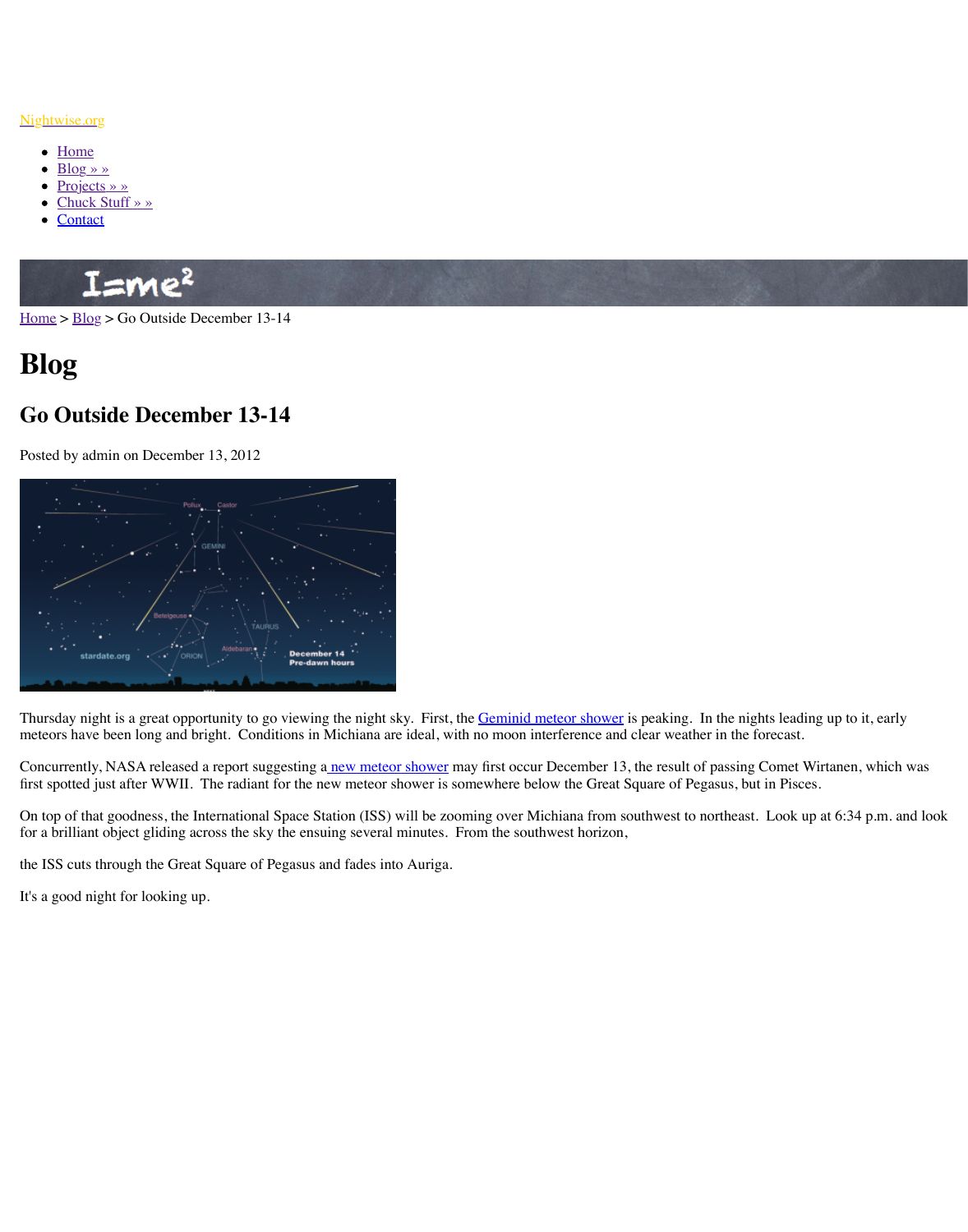Nightwise.org

- Home
- Blog » »
- Projects » »
- Chuck Stuff » »
- Contact

Home > Blog > Go Outside December 13-14

# Blog

## Go Outside December 13-14

Posted by admin on December 13, 2012

Thursday night is a great opportunity to go viewing the night sky. First, the Geminid meteor shower is peaking. In the nights leading up to it, early meteors have been long and bright. Conditions in Michiana are ideal, with no moon interference and clear weather in the forecast.

Concurrently, NASA released a report suggesting a new meteor shower may first occur December 13, the result of passing Comet Wirtanen, which was first spotted just after WWII. The radiant for the new meteor shower is somewhere below the Great Square of Pegasus, but in Pisces.

On top of that goodness, the International Space Station (ISS) will be zooming over Michiana from southwest to northeast. Look up at 6:34 p.m. and look for a brilliant object gliding across the sky the ensuing several minutes. From the southwest horizon,

the ISS cuts through the Great Square of Pegasus and fades into Auriga.

It's a good night for looking up.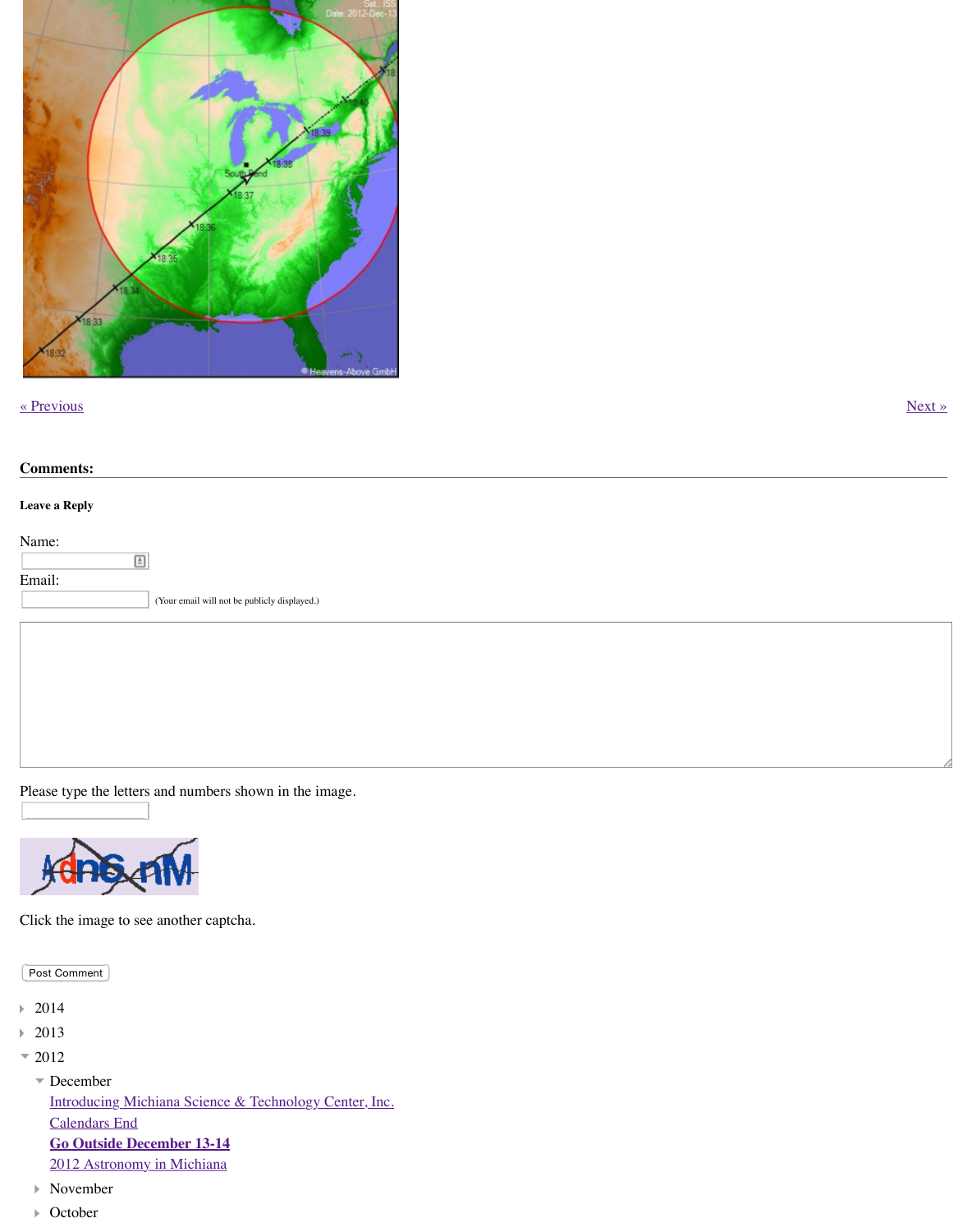[« Previous](#) [Next »](#)

**Comments:**

**Leave a Reply**

Name:

Email:

(Your email will not be publicly displayed.)

Please type the letters and numbers shown in the image.

Click the image to see another captcha.

Post Comment

- 2014
- 2013
- 2012
  - December
    - [Introducing Michiana Science & Technology Center, Inc.](#)
    - [Calendars End](#)
    - **[Go Outside December 13-14](#)**
    - [2012 Astronomy in Michiana](#)
  - November
  - October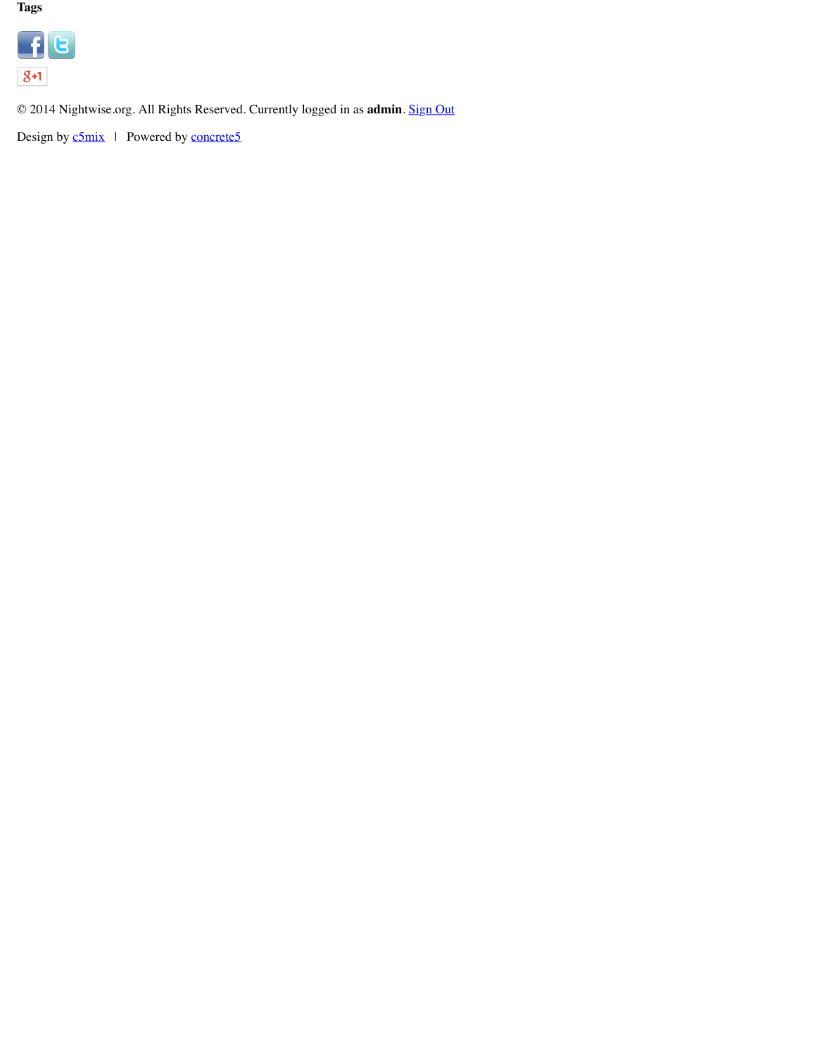**Tags**

© 2014 Nightwise.org. All Rights Reserved. Currently logged in as **admin**. Sign Out

Design by c5mix | Powered by concrete5